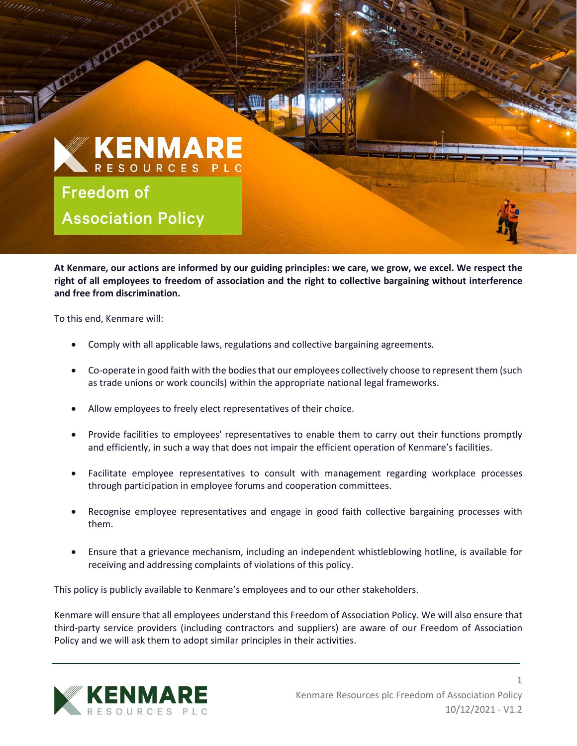# Freedom of Association Policy

**At Kenmare, our actions are informed by our guiding principles: we care, we grow, we excel. We respect the right of all employees to freedom of association and the right to collective bargaining without interference and free from discrimination.**

To this end, Kenmare will:

- Comply with all applicable laws, regulations and collective bargaining agreements.
- Co-operate in good faith with the bodies that our employees collectively choose to represent them (such as trade unions or work councils) within the appropriate national legal frameworks.
- Allow employees to freely elect representatives of their choice.
- Provide facilities to employees' representatives to enable them to carry out their functions promptly and efficiently, in such a way that does not impair the efficient operation of Kenmare's facilities.
- Facilitate employee representatives to consult with management regarding workplace processes through participation in employee forums and cooperation committees.
- Recognise employee representatives and engage in good faith collective bargaining processes with them.
- Ensure that a grievance mechanism, including an independent whistleblowing hotline, is available for receiving and addressing complaints of violations of this policy.

This policy is publicly available to Kenmare's employees and to our other stakeholders.

Kenmare will ensure that all employees understand this Freedom of Association Policy. We will also ensure that third-party service providers (including contractors and suppliers) are aware of our Freedom of Association Policy and we will ask them to adopt similar principles in their activities.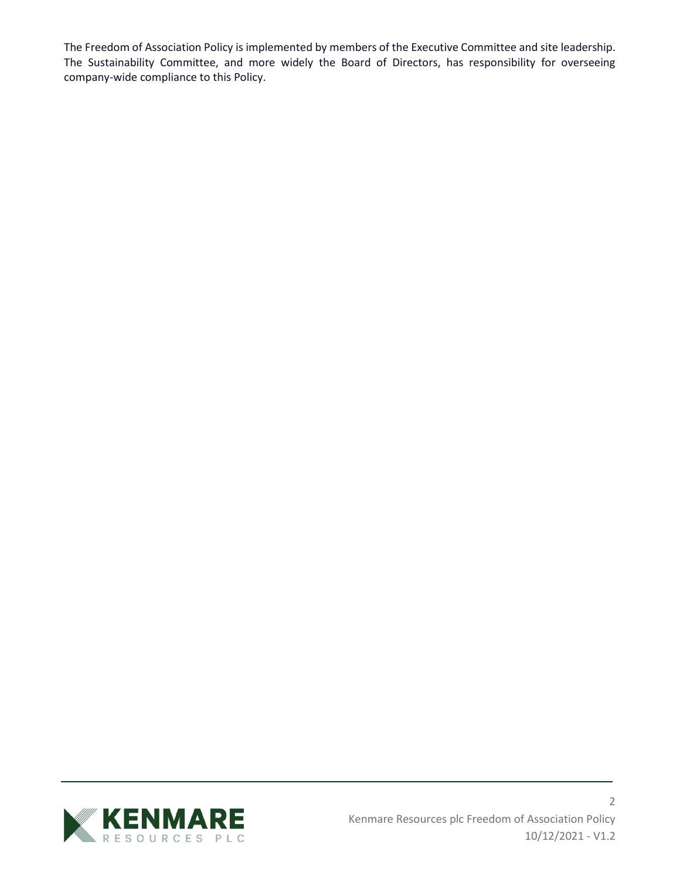The Freedom of Association Policy is implemented by members of the Executive Committee and site leadership. The Sustainability Committee, and more widely the Board of Directors, has responsibility for overseeing company-wide compliance to this Policy.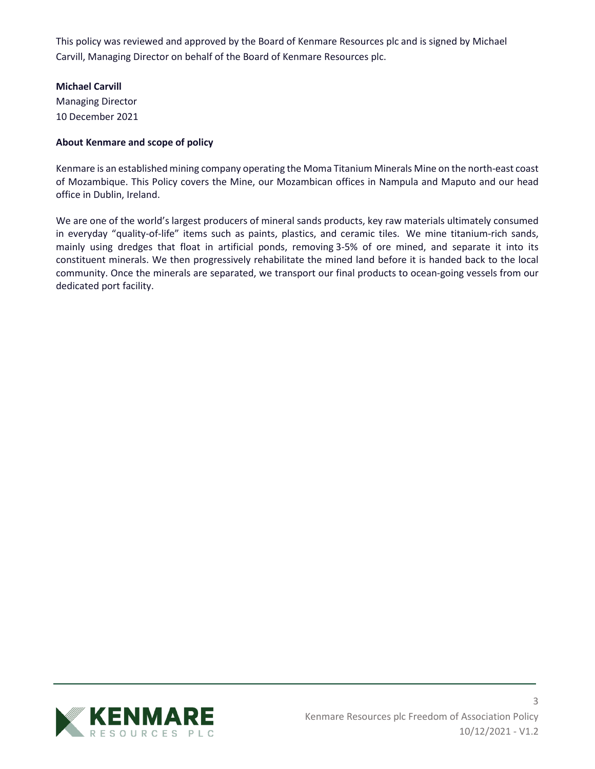This policy was reviewed and approved by the Board of Kenmare Resources plc and is signed by Michael Carvill, Managing Director on behalf of the Board of Kenmare Resources plc.

**Michael Carvill**
Managing Director
10 December 2021

**About Kenmare and scope of policy**

Kenmare is an established mining company operating the Moma Titanium Minerals Mine on the north-east coast of Mozambique. This Policy covers the Mine, our Mozambican offices in Nampula and Maputo and our head office in Dublin, Ireland.

We are one of the world's largest producers of mineral sands products, key raw materials ultimately consumed in everyday "quality-of-life" items such as paints, plastics, and ceramic tiles. We mine titanium-rich sands, mainly using dredges that float in artificial ponds, removing 3-5% of ore mined, and separate it into its constituent minerals. We then progressively rehabilitate the mined land before it is handed back to the local community. Once the minerals are separated, we transport our final products to ocean-going vessels from our dedicated port facility.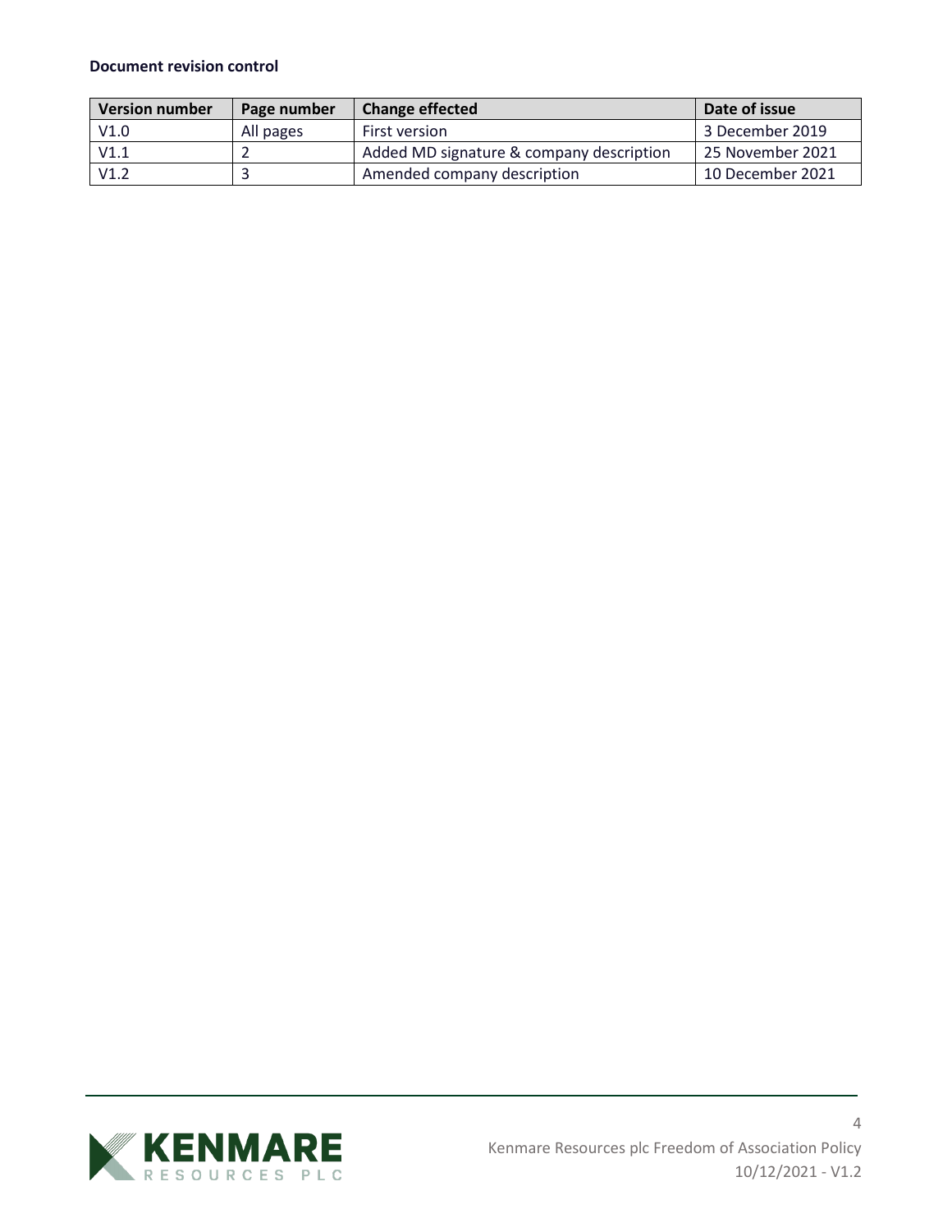**Document revision control**

| Version number | Page number | Change effected | Date of issue |
| --- | --- | --- | --- |
| V1.0 | All pages | First version | 3 December 2019 |
| V1.1 | 2 | Added MD signature & company description | 25 November 2021 |
| V1.2 | 3 | Amended company description | 10 December 2021 |